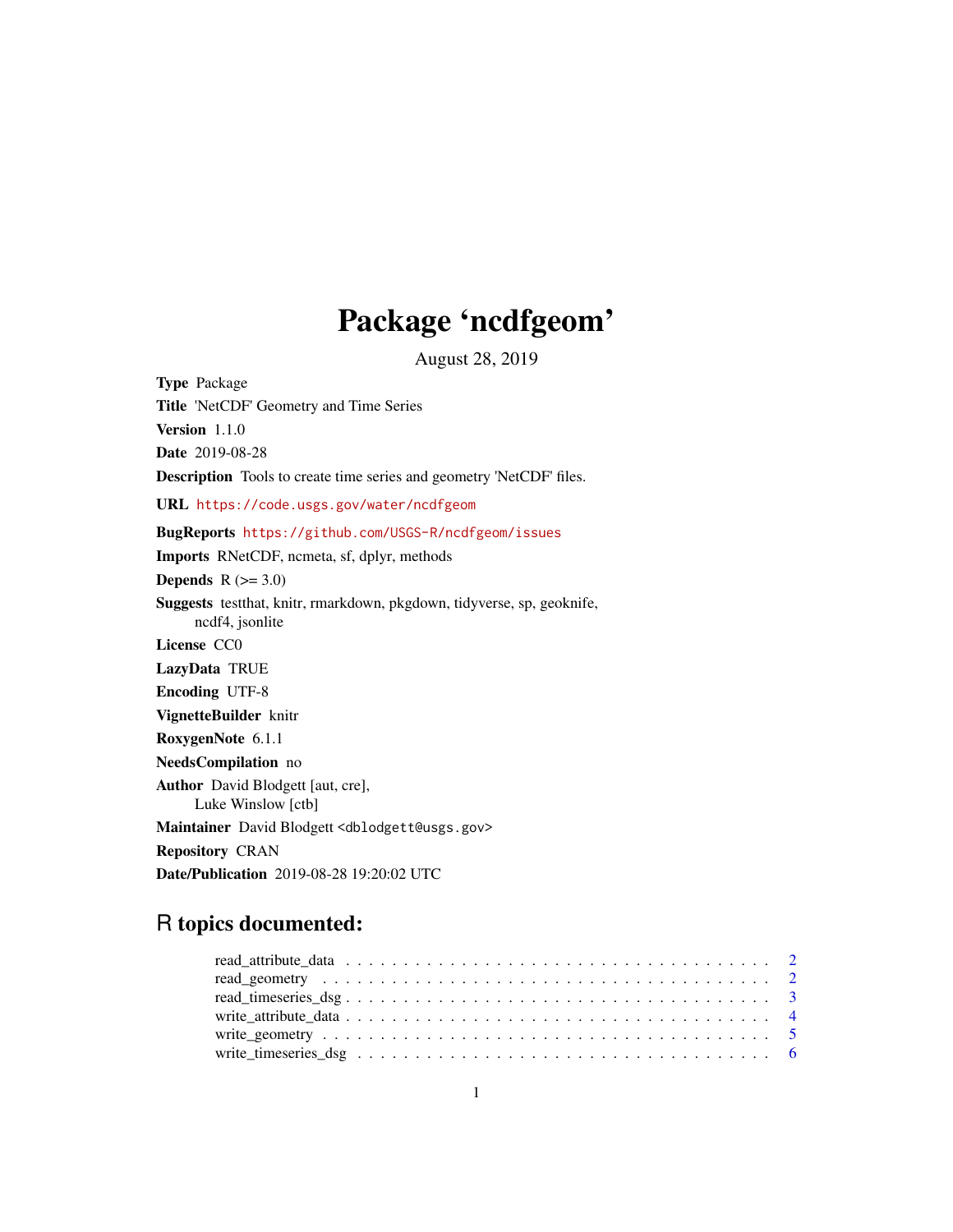# Package 'ncdfgeom'

August 28, 2019

**Type** Package

**Title** 'NetCDF' Geometry and Time Series

**Version** 1.1.0

**Date** 2019-08-28

**Description** Tools to create time series and geometry 'NetCDF' files.

**URL** https://code.usgs.gov/water/ncdfgeom

**BugReports** https://github.com/USGS-R/ncdfgeom/issues

**Imports** RNetCDF, ncmeta, sf, dplyr, methods

**Depends** R (>= 3.0)

**Suggests** testthat, knitr, rmarkdown, pkgdown, tidyverse, sp, geoknife, ncdf4, jsonlite

**License** CC0

**LazyData** TRUE

**Encoding** UTF-8

**VignetteBuilder** knitr

**RoxygenNote** 6.1.1

**NeedsCompilation** no

**Author** David Blodgett [aut, cre], Luke Winslow [ctb]

**Maintainer** David Blodgett <dblodgett@usgs.gov>

**Repository** CRAN

**Date/Publication** 2019-08-28 19:20:02 UTC

## R topics documented:

- read_attribute_data . . . . . . . . . . . . . . . . . . . . . . . . . . . . . . . . . . . . . 2
- read_geometry . . . . . . . . . . . . . . . . . . . . . . . . . . . . . . . . . . . . . . . . . 2
- read_timeseries_dsg . . . . . . . . . . . . . . . . . . . . . . . . . . . . . . . . . . . . . 3
- write_attribute_data . . . . . . . . . . . . . . . . . . . . . . . . . . . . . . . . . . . . . 4
- write_geometry . . . . . . . . . . . . . . . . . . . . . . . . . . . . . . . . . . . . . . . . 5
- write_timeseries_dsg . . . . . . . . . . . . . . . . . . . . . . . . . . . . . . . . . . . . 6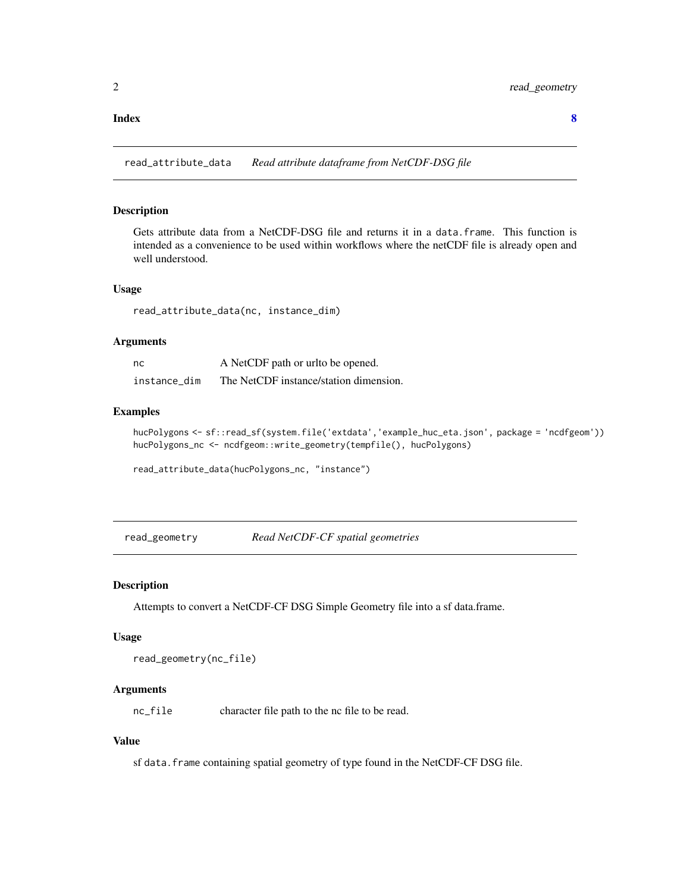**Index** 8

## read_attribute_data *Read attribute dataframe from NetCDF-DSG file*

### Description

Gets attribute data from a NetCDF-DSG file and returns it in a `data.frame`. This function is intended as a convenience to be used within workflows where the netCDF file is already open and well understood.

### Usage

```
read_attribute_data(nc, instance_dim)
```

### Arguments

| | |
|---|---|
| `nc` | A NetCDF path or urlto be opened. |
| `instance_dim` | The NetCDF instance/station dimension. |

### Examples

```
hucPolygons <- sf::read_sf(system.file('extdata','example_huc_eta.json', package = 'ncdfgeom'))
hucPolygons_nc <- ncdfgeom::write_geometry(tempfile(), hucPolygons)

read_attribute_data(hucPolygons_nc, "instance")
```

## read_geometry *Read NetCDF-CF spatial geometries*

### Description

Attempts to convert a NetCDF-CF DSG Simple Geometry file into a sf data.frame.

### Usage

```
read_geometry(nc_file)
```

### Arguments

| | |
|---|---|
| `nc_file` | character file path to the nc file to be read. |

### Value

sf `data.frame` containing spatial geometry of type found in the NetCDF-CF DSG file.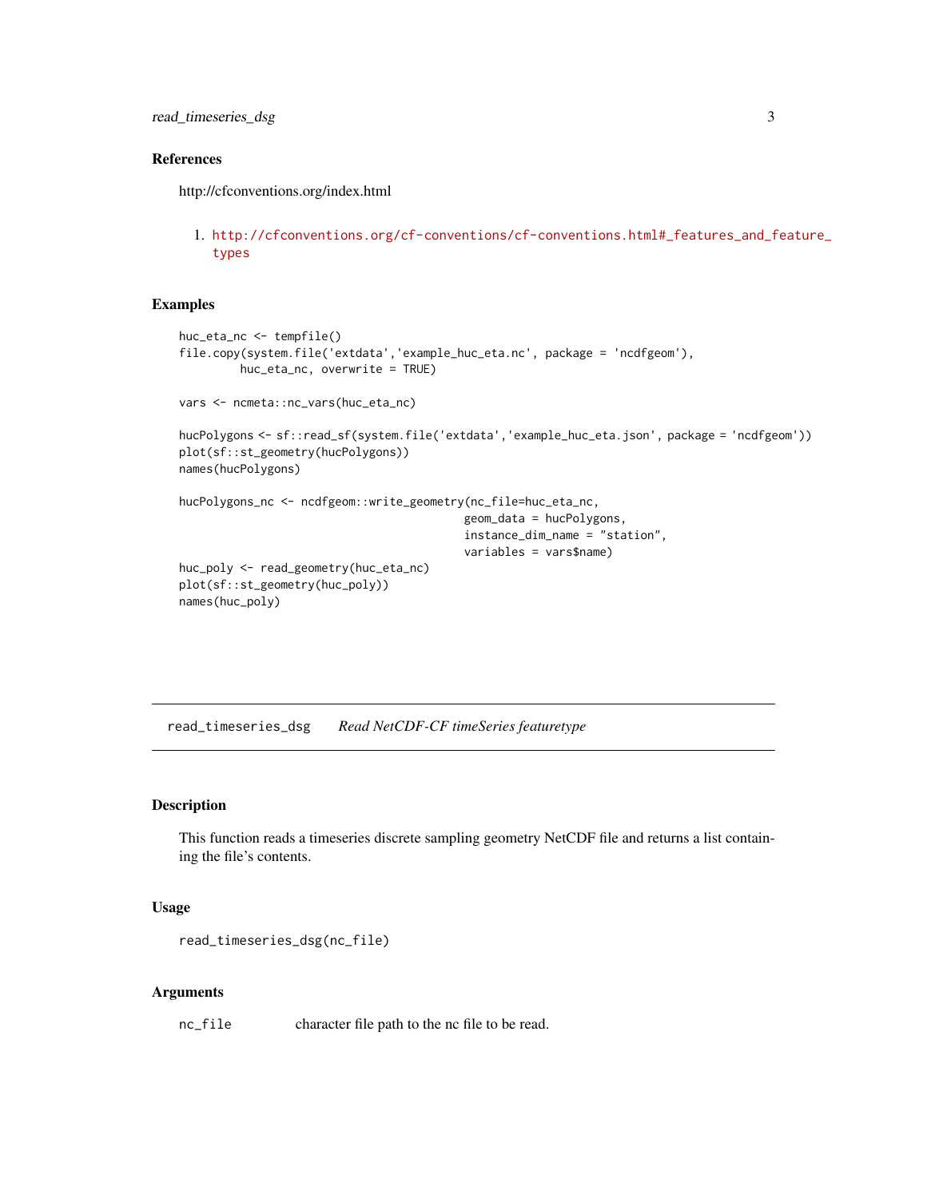## References

http://cfconventions.org/index.html

1. http://cfconventions.org/cf-conventions/cf-conventions.html#_features_and_feature_types

## Examples

```
huc_eta_nc <- tempfile()
file.copy(system.file('extdata','example_huc_eta.nc', package = 'ncdfgeom'),
          huc_eta_nc, overwrite = TRUE)

vars <- ncmeta::nc_vars(huc_eta_nc)

hucPolygons <- sf::read_sf(system.file('extdata','example_huc_eta.json', package = 'ncdfgeom'))
plot(sf::st_geometry(hucPolygons))
names(hucPolygons)

hucPolygons_nc <- ncdfgeom::write_geometry(nc_file=huc_eta_nc,
                                            geom_data = hucPolygons,
                                            instance_dim_name = "station",
                                            variables = vars$name)
huc_poly <- read_geometry(huc_eta_nc)
plot(sf::st_geometry(huc_poly))
names(huc_poly)
```

---

# read_timeseries_dsg    *Read NetCDF-CF timeSeries featuretype*

## Description

This function reads a timeseries discrete sampling geometry NetCDF file and returns a list containing the file's contents.

## Usage

```
read_timeseries_dsg(nc_file)
```

## Arguments

| | |
|---|---|
| nc_file | character file path to the nc file to be read. |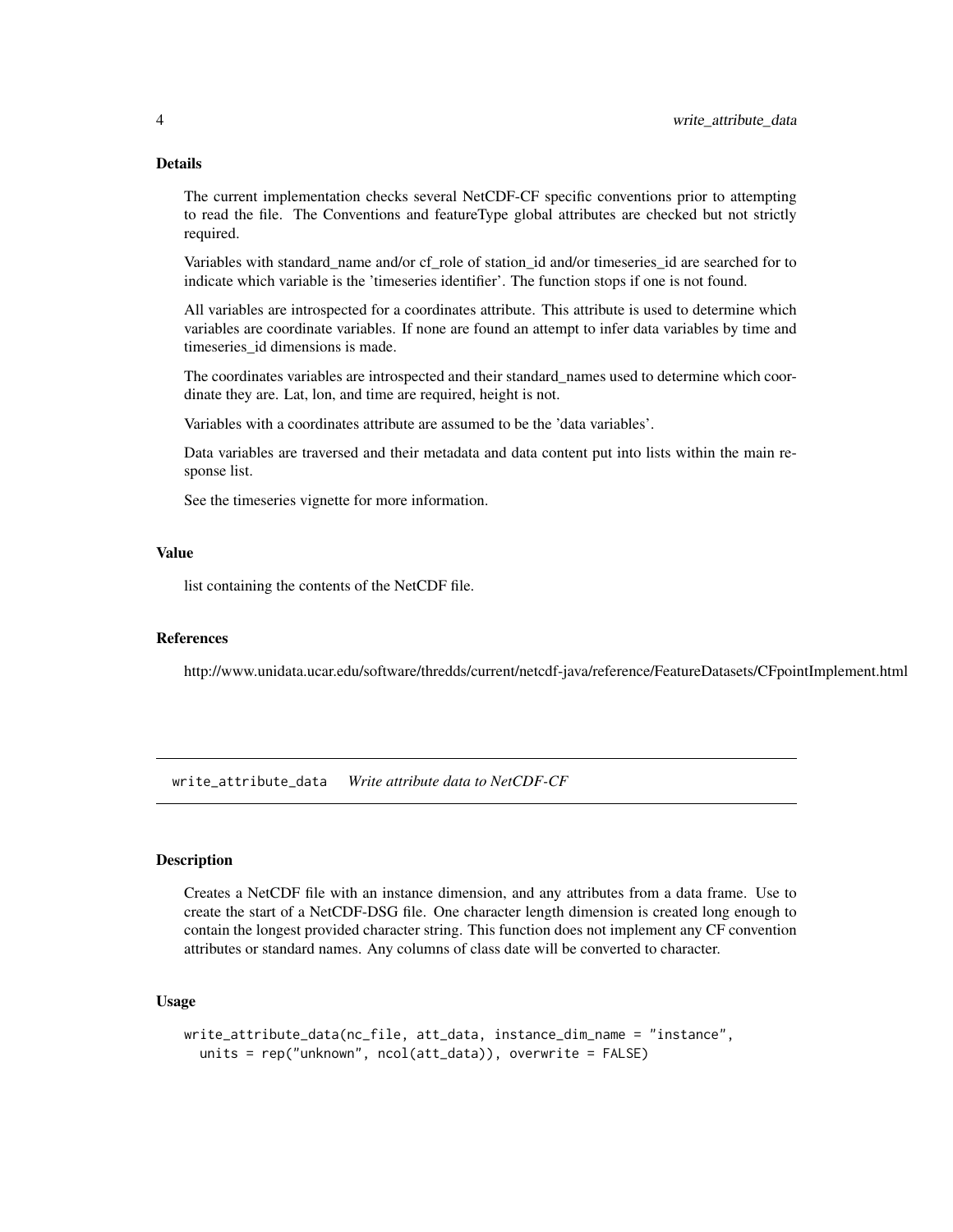### Details

The current implementation checks several NetCDF-CF specific conventions prior to attempting to read the file. The Conventions and featureType global attributes are checked but not strictly required.

Variables with standard_name and/or cf_role of station_id and/or timeseries_id are searched for to indicate which variable is the 'timeseries identifier'. The function stops if one is not found.

All variables are introspected for a coordinates attribute. This attribute is used to determine which variables are coordinate variables. If none are found an attempt to infer data variables by time and timeseries_id dimensions is made.

The coordinates variables are introspected and their standard_names used to determine which coordinate they are. Lat, lon, and time are required, height is not.

Variables with a coordinates attribute are assumed to be the 'data variables'.

Data variables are traversed and their metadata and data content put into lists within the main response list.

See the timeseries vignette for more information.

### Value

list containing the contents of the NetCDF file.

### References

http://www.unidata.ucar.edu/software/thredds/current/netcdf-java/reference/FeatureDatasets/CFpointImplement.html

---

## write_attribute_data *Write attribute data to NetCDF-CF*

### Description

Creates a NetCDF file with an instance dimension, and any attributes from a data frame. Use to create the start of a NetCDF-DSG file. One character length dimension is created long enough to contain the longest provided character string. This function does not implement any CF convention attributes or standard names. Any columns of class date will be converted to character.

### Usage

```
write_attribute_data(nc_file, att_data, instance_dim_name = "instance",
  units = rep("unknown", ncol(att_data)), overwrite = FALSE)
```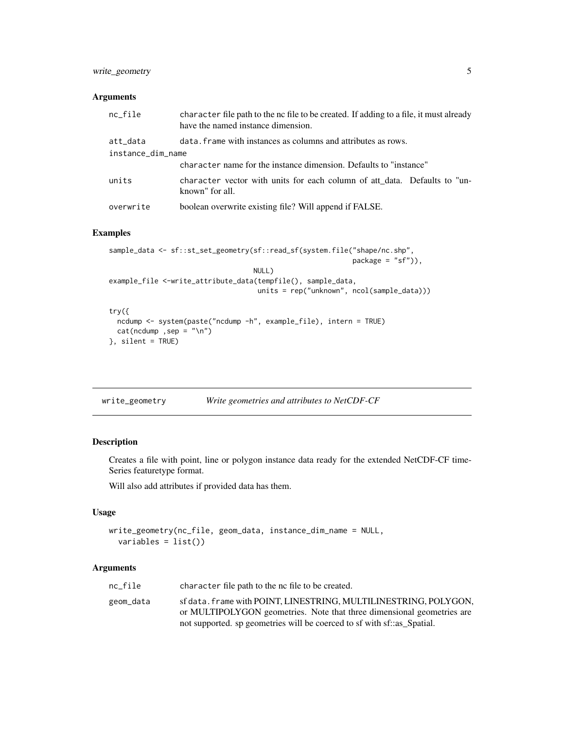### Arguments

| | |
|---|---|
| nc_file | `character` file path to the nc file to be created. If adding to a file, it must already have the named instance dimension. |
| att_data | `data.frame` with instances as columns and attributes as rows. |
| instance_dim_name | `character` name for the instance dimension. Defaults to "instance" |
| units | `character` vector with units for each column of att_data. Defaults to "unknown" for all. |
| overwrite | boolean overwrite existing file? Will append if FALSE. |

### Examples

```
sample_data <- sf::st_set_geometry(sf::read_sf(system.file("shape/nc.shp",
                                                            package = "sf")),
                                   NULL)
example_file <-write_attribute_data(tempfile(), sample_data,
                                    units = rep("unknown", ncol(sample_data)))

try({
  ncdump <- system(paste("ncdump -h", example_file), intern = TRUE)
  cat(ncdump ,sep = "\n")
}, silent = TRUE)
```

---

## write_geometry — *Write geometries and attributes to NetCDF-CF*

### Description

Creates a file with point, line or polygon instance data ready for the extended NetCDF-CF timeSeries featuretype format.

Will also add attributes if provided data has them.

### Usage

```
write_geometry(nc_file, geom_data, instance_dim_name = NULL,
  variables = list())
```

### Arguments

| | |
|---|---|
| nc_file | `character` file path to the nc file to be created. |
| geom_data | sf `data.frame` with POINT, LINESTRING, MULTILINESTRING, POLYGON, or MULTIPOLYGON geometries. Note that three dimensional geometries are not supported. sp geometries will be coerced to sf with sf::as_Spatial. |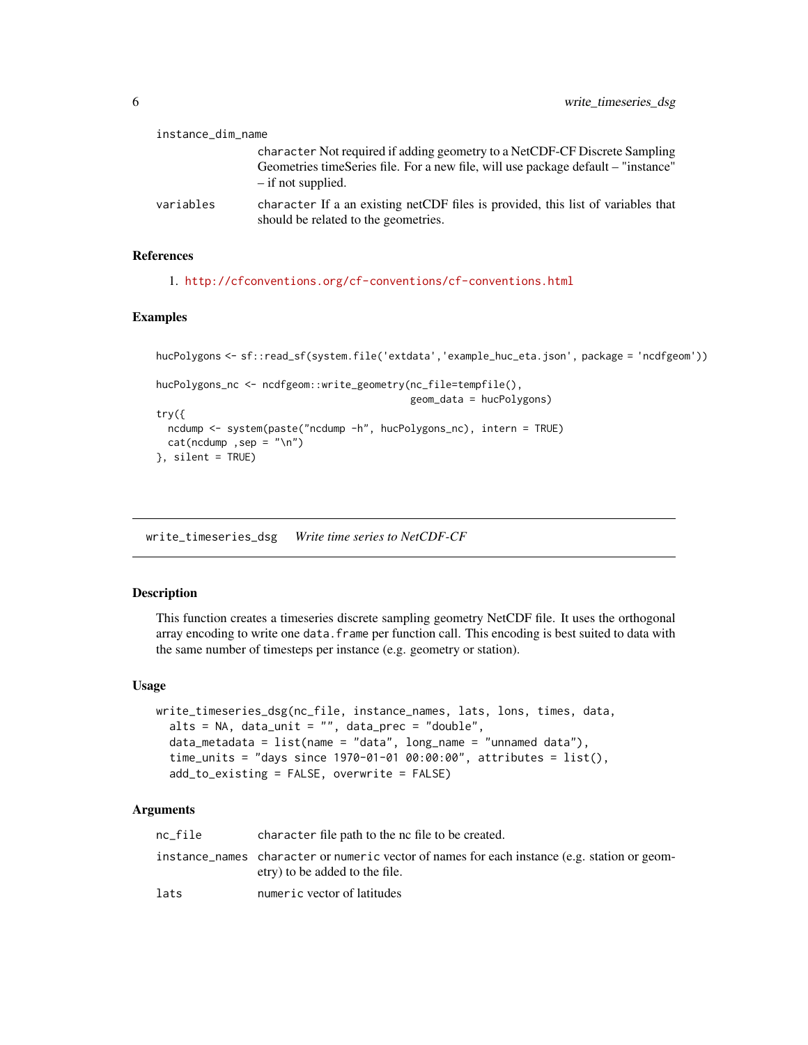instance_dim_name
: character Not required if adding geometry to a NetCDF-CF Discrete Sampling Geometries timeSeries file. For a new file, will use package default – "instance" – if not supplied.

variables
: character If a an existing netCDF files is provided, this list of variables that should be related to the geometries.

### References

1. http://cfconventions.org/cf-conventions/cf-conventions.html

### Examples

```
hucPolygons <- sf::read_sf(system.file('extdata','example_huc_eta.json', package = 'ncdfgeom'))

hucPolygons_nc <- ncdfgeom::write_geometry(nc_file=tempfile(),
                                            geom_data = hucPolygons)
try({
  ncdump <- system(paste("ncdump -h", hucPolygons_nc), intern = TRUE)
  cat(ncdump ,sep = "\n")
}, silent = TRUE)
```

---

## write_timeseries_dsg *Write time series to NetCDF-CF*

### Description

This function creates a timeseries discrete sampling geometry NetCDF file. It uses the orthogonal array encoding to write one data.frame per function call. This encoding is best suited to data with the same number of timesteps per instance (e.g. geometry or station).

### Usage

```
write_timeseries_dsg(nc_file, instance_names, lats, lons, times, data,
  alts = NA, data_unit = "", data_prec = "double",
  data_metadata = list(name = "data", long_name = "unnamed data"),
  time_units = "days since 1970-01-01 00:00:00", attributes = list(),
  add_to_existing = FALSE, overwrite = FALSE)
```

### Arguments

| | |
|---|---|
| nc_file | character file path to the nc file to be created. |
| instance_names | character or numeric vector of names for each instance (e.g. station or geometry) to be added to the file. |
| lats | numeric vector of latitudes |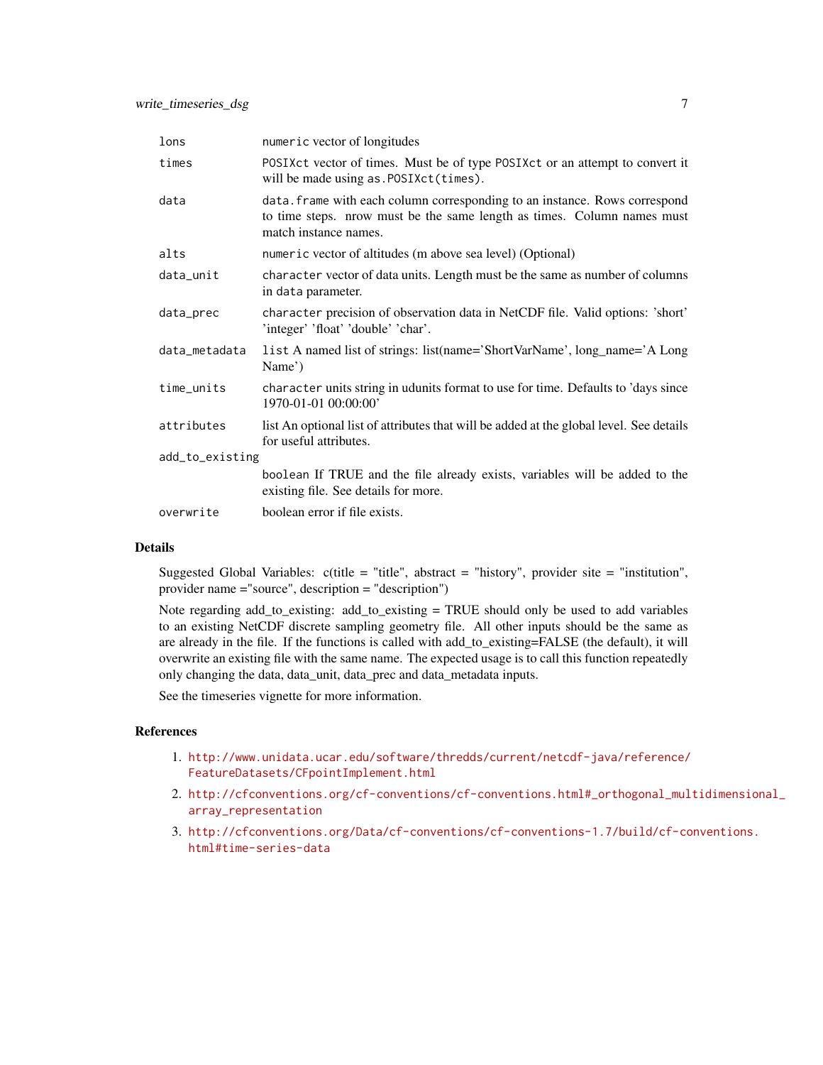| | |
|---|---|
| lons | numeric vector of longitudes |
| times | POSIXct vector of times. Must be of type POSIXct or an attempt to convert it will be made using as.POSIXct(times). |
| data | data.frame with each column corresponding to an instance. Rows correspond to time steps. nrow must be the same length as times. Column names must match instance names. |
| alts | numeric vector of altitudes (m above sea level) (Optional) |
| data_unit | character vector of data units. Length must be the same as number of columns in data parameter. |
| data_prec | character precision of observation data in NetCDF file. Valid options: 'short' 'integer' 'float' 'double' 'char'. |
| data_metadata | list A named list of strings: list(name='ShortVarName', long_name='A Long Name') |
| time_units | character units string in udunits format to use for time. Defaults to 'days since 1970-01-01 00:00:00' |
| attributes | list An optional list of attributes that will be added at the global level. See details for useful attributes. |
| add_to_existing | boolean If TRUE and the file already exists, variables will be added to the existing file. See details for more. |
| overwrite | boolean error if file exists. |

## Details

Suggested Global Variables: c(title = "title", abstract = "history", provider site = "institution", provider name ="source", description = "description")

Note regarding add_to_existing: add_to_existing = TRUE should only be used to add variables to an existing NetCDF discrete sampling geometry file. All other inputs should be the same as are already in the file. If the functions is called with add_to_existing=FALSE (the default), it will overwrite an existing file with the same name. The expected usage is to call this function repeatedly only changing the data, data_unit, data_prec and data_metadata inputs.

See the timeseries vignette for more information.

## References

1. http://www.unidata.ucar.edu/software/thredds/current/netcdf-java/reference/FeatureDatasets/CFpointImplement.html
2. http://cfconventions.org/cf-conventions/cf-conventions.html#_orthogonal_multidimensional_array_representation
3. http://cfconventions.org/Data/cf-conventions/cf-conventions-1.7/build/cf-conventions.html#time-series-data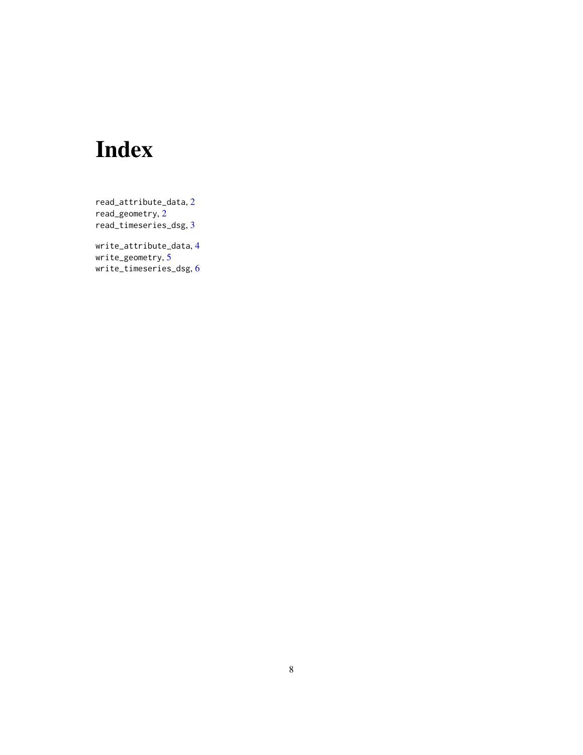# Index

read_attribute_data, 2
read_geometry, 2
read_timeseries_dsg, 3

write_attribute_data, 4
write_geometry, 5
write_timeseries_dsg, 6